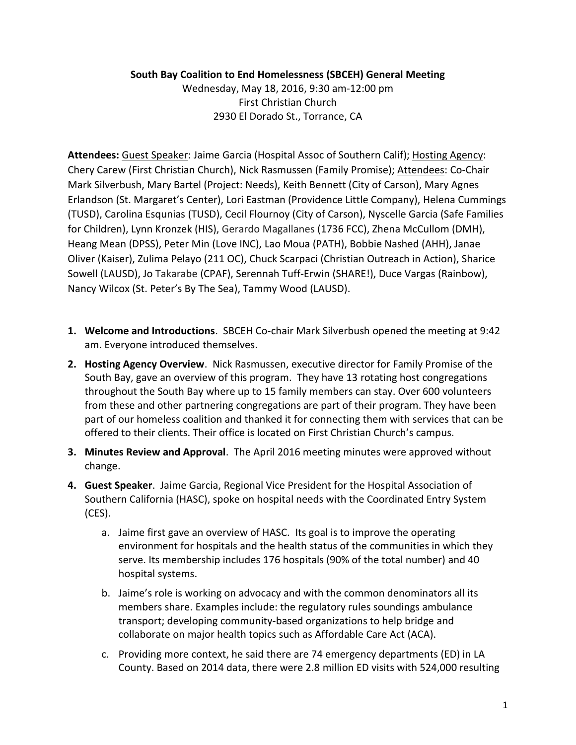**South Bay Coalition to End Homelessness (SBCEH) General Meeting**
Wednesday, May 18, 2016, 9:30 am-12:00 pm
First Christian Church
2930 El Dorado St., Torrance, CA

**Attendees:** Guest Speaker: Jaime Garcia (Hospital Assoc of Southern Calif); Hosting Agency: Chery Carew (First Christian Church), Nick Rasmussen (Family Promise); Attendees: Co-Chair Mark Silverbush, Mary Bartel (Project: Needs), Keith Bennett (City of Carson), Mary Agnes Erlandson (St. Margaret's Center), Lori Eastman (Providence Little Company), Helena Cummings (TUSD), Carolina Esqunias (TUSD), Cecil Flournoy (City of Carson), Nyscelle Garcia (Safe Families for Children), Lynn Kronzek (HIS), Gerardo Magallanes (1736 FCC), Zhena McCullom (DMH), Heang Mean (DPSS), Peter Min (Love INC), Lao Moua (PATH), Bobbie Nashed (AHH), Janae Oliver (Kaiser), Zulima Pelayo (211 OC), Chuck Scarpaci (Christian Outreach in Action), Sharice Sowell (LAUSD), Jo Takarabe (CPAF), Serennah Tuff-Erwin (SHARE!), Duce Vargas (Rainbow), Nancy Wilcox (St. Peter's By The Sea), Tammy Wood (LAUSD).

1. **Welcome and Introductions**. SBCEH Co-chair Mark Silverbush opened the meeting at 9:42 am. Everyone introduced themselves.
2. **Hosting Agency Overview**. Nick Rasmussen, executive director for Family Promise of the South Bay, gave an overview of this program. They have 13 rotating host congregations throughout the South Bay where up to 15 family members can stay. Over 600 volunteers from these and other partnering congregations are part of their program. They have been part of our homeless coalition and thanked it for connecting them with services that can be offered to their clients. Their office is located on First Christian Church's campus.
3. **Minutes Review and Approval**. The April 2016 meeting minutes were approved without change.
4. **Guest Speaker**. Jaime Garcia, Regional Vice President for the Hospital Association of Southern California (HASC), spoke on hospital needs with the Coordinated Entry System (CES).
    a. Jaime first gave an overview of HASC. Its goal is to improve the operating environment for hospitals and the health status of the communities in which they serve. Its membership includes 176 hospitals (90% of the total number) and 40 hospital systems.
    b. Jaime's role is working on advocacy and with the common denominators all its members share. Examples include: the regulatory rules soundings ambulance transport; developing community-based organizations to help bridge and collaborate on major health topics such as Affordable Care Act (ACA).
    c. Providing more context, he said there are 74 emergency departments (ED) in LA County. Based on 2014 data, there were 2.8 million ED visits with 524,000 resulting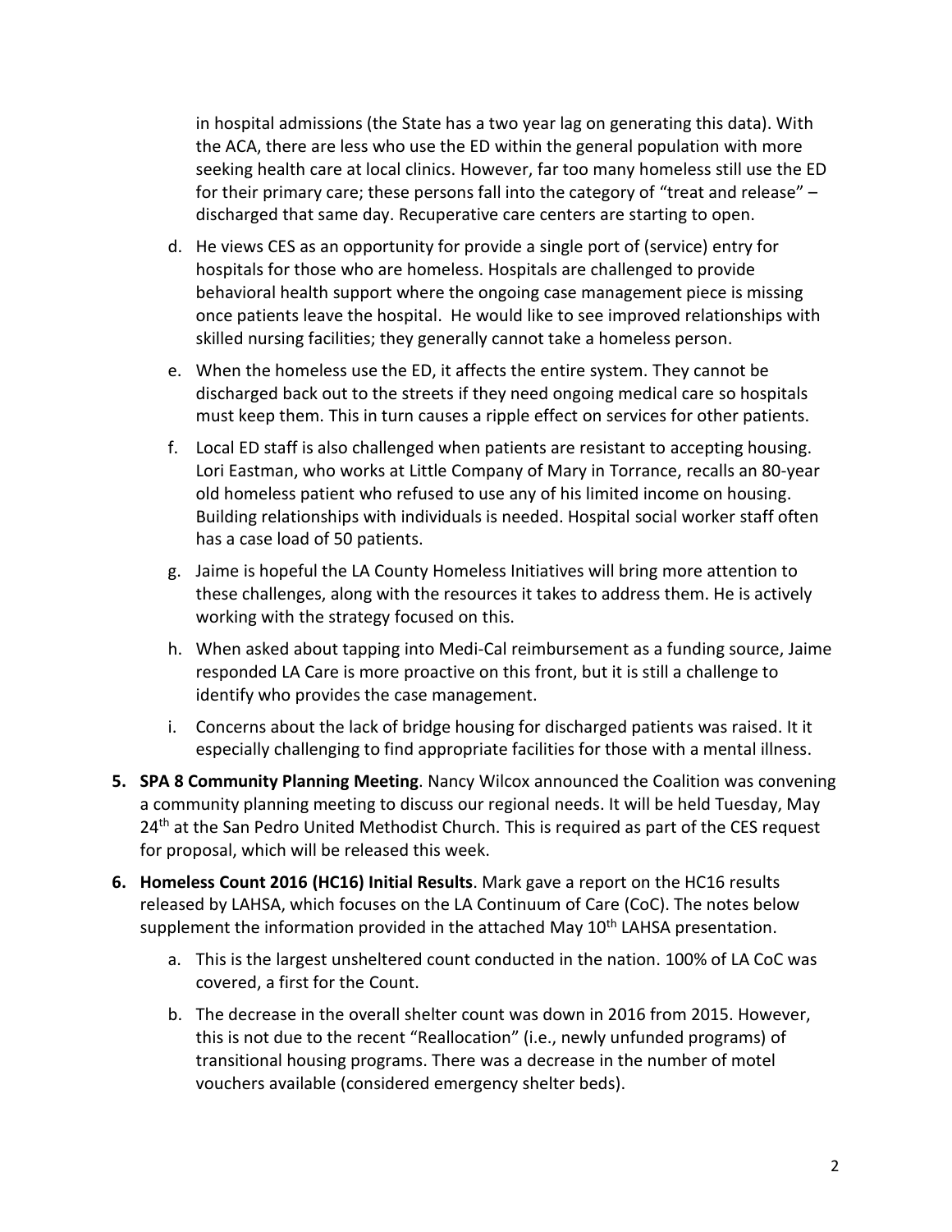in hospital admissions (the State has a two year lag on generating this data). With the ACA, there are less who use the ED within the general population with more seeking health care at local clinics. However, far too many homeless still use the ED for their primary care; these persons fall into the category of "treat and release" – discharged that same day. Recuperative care centers are starting to open.

d. He views CES as an opportunity for provide a single port of (service) entry for hospitals for those who are homeless. Hospitals are challenged to provide behavioral health support where the ongoing case management piece is missing once patients leave the hospital. He would like to see improved relationships with skilled nursing facilities; they generally cannot take a homeless person.

e. When the homeless use the ED, it affects the entire system. They cannot be discharged back out to the streets if they need ongoing medical care so hospitals must keep them. This in turn causes a ripple effect on services for other patients.

f. Local ED staff is also challenged when patients are resistant to accepting housing. Lori Eastman, who works at Little Company of Mary in Torrance, recalls an 80-year old homeless patient who refused to use any of his limited income on housing. Building relationships with individuals is needed. Hospital social worker staff often has a case load of 50 patients.

g. Jaime is hopeful the LA County Homeless Initiatives will bring more attention to these challenges, along with the resources it takes to address them. He is actively working with the strategy focused on this.

h. When asked about tapping into Medi-Cal reimbursement as a funding source, Jaime responded LA Care is more proactive on this front, but it is still a challenge to identify who provides the case management.

i. Concerns about the lack of bridge housing for discharged patients was raised. It it especially challenging to find appropriate facilities for those with a mental illness.

5. **SPA 8 Community Planning Meeting**. Nancy Wilcox announced the Coalition was convening a community planning meeting to discuss our regional needs. It will be held Tuesday, May 24th at the San Pedro United Methodist Church. This is required as part of the CES request for proposal, which will be released this week.

6. **Homeless Count 2016 (HC16) Initial Results**. Mark gave a report on the HC16 results released by LAHSA, which focuses on the LA Continuum of Care (CoC). The notes below supplement the information provided in the attached May 10th LAHSA presentation.

    a. This is the largest unsheltered count conducted in the nation. 100% of LA CoC was covered, a first for the Count.

    b. The decrease in the overall shelter count was down in 2016 from 2015. However, this is not due to the recent "Reallocation" (i.e., newly unfunded programs) of transitional housing programs. There was a decrease in the number of motel vouchers available (considered emergency shelter beds).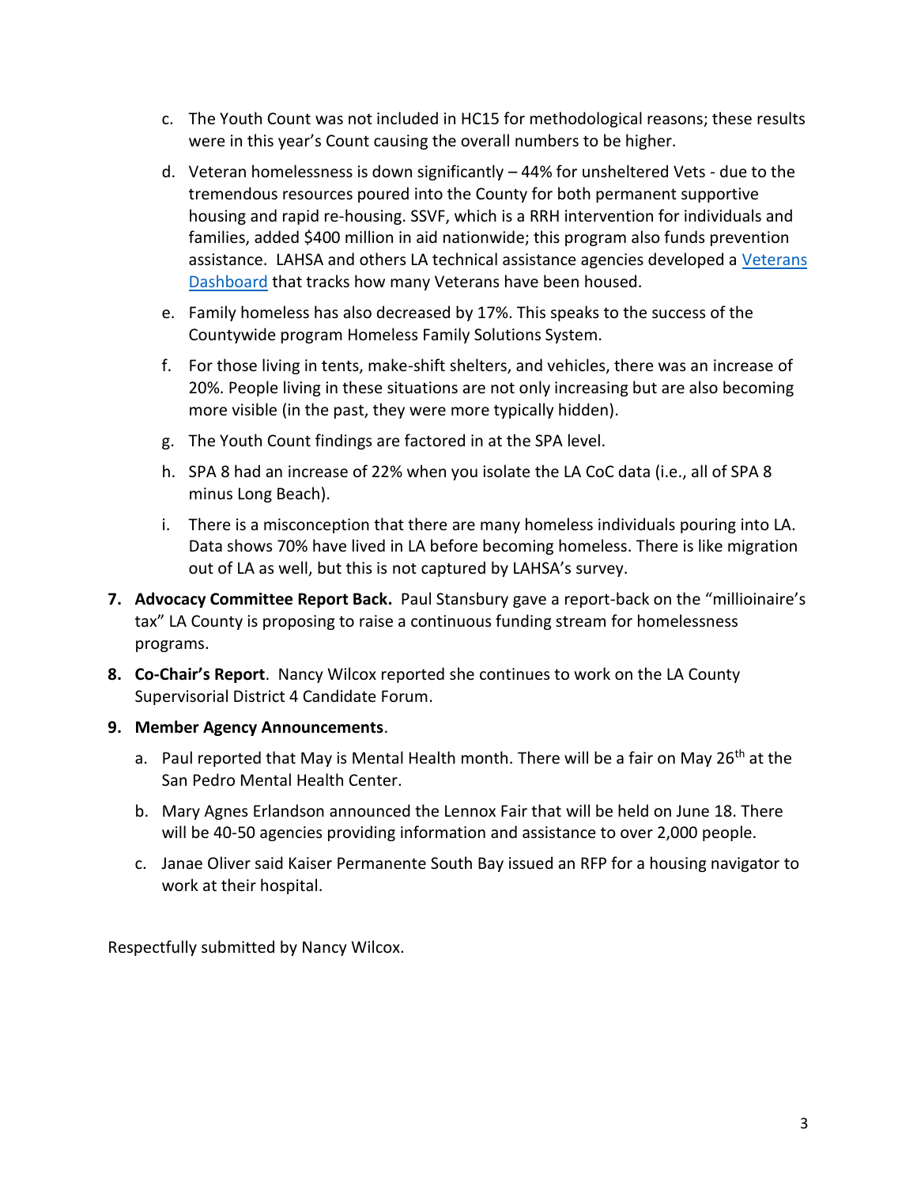c. The Youth Count was not included in HC15 for methodological reasons; these results were in this year's Count causing the overall numbers to be higher.

d. Veteran homelessness is down significantly – 44% for unsheltered Vets - due to the tremendous resources poured into the County for both permanent supportive housing and rapid re-housing. SSVF, which is a RRH intervention for individuals and families, added $400 million in aid nationwide; this program also funds prevention assistance. LAHSA and others LA technical assistance agencies developed a Veterans Dashboard that tracks how many Veterans have been housed.

e. Family homeless has also decreased by 17%. This speaks to the success of the Countywide program Homeless Family Solutions System.

f. For those living in tents, make-shift shelters, and vehicles, there was an increase of 20%. People living in these situations are not only increasing but are also becoming more visible (in the past, they were more typically hidden).

g. The Youth Count findings are factored in at the SPA level.

h. SPA 8 had an increase of 22% when you isolate the LA CoC data (i.e., all of SPA 8 minus Long Beach).

i. There is a misconception that there are many homeless individuals pouring into LA. Data shows 70% have lived in LA before becoming homeless. There is like migration out of LA as well, but this is not captured by LAHSA's survey.

7. **Advocacy Committee Report Back.** Paul Stansbury gave a report-back on the "millioinaire's tax" LA County is proposing to raise a continuous funding stream for homelessness programs.

8. **Co-Chair's Report**. Nancy Wilcox reported she continues to work on the LA County Supervisorial District 4 Candidate Forum.

9. **Member Agency Announcements**.

   a. Paul reported that May is Mental Health month. There will be a fair on May 26th at the San Pedro Mental Health Center.

   b. Mary Agnes Erlandson announced the Lennox Fair that will be held on June 18. There will be 40-50 agencies providing information and assistance to over 2,000 people.

   c. Janae Oliver said Kaiser Permanente South Bay issued an RFP for a housing navigator to work at their hospital.

Respectfully submitted by Nancy Wilcox.